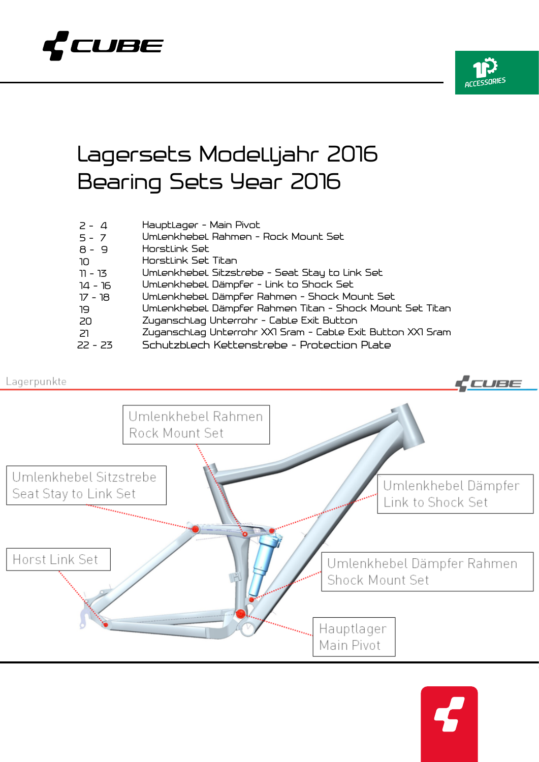# Lagersets Modelljahr 2016
# Bearing Sets Year 2016

| | |
|---|---|
| 2 - 4 | Hauptlager - Main Pivot |
| 5 - 7 | Umlenkhebel Rahmen - Rock Mount Set |
| 8 - 9 | Horstlink Set |
| 10 | Horstlink Set Titan |
| 11 - 13 | Umlenkhebel Sitzstrebe - Seat Stay to Link Set |
| 14 - 16 | Umlenkhebel Dämpfer - Link to Shock Set |
| 17 - 18 | Umlenkhebel Dämpfer Rahmen - Shock Mount Set |
| 19 | Umlenkhebel Dämpfer Rahmen Titan - Shock Mount Set Titan |
| 20 | Zuganschlag Unterrohr - Cable Exit Button |
| 21 | Zuganschlag Unterrohr XX1 Sram - Cable Exit Button XX1 Sram |
| 22 - 23 | Schutzblech Kettenstrebe - Protection Plate |

Lagerpunkte

Umlenkhebel Rahmen
Rock Mount Set

Umlenkhebel Sitzstrebe
Seat Stay to Link Set

Umlenkhebel Dämpfer
Link to Shock Set

Horst Link Set

Umlenkhebel Dämpfer Rahmen
Shock Mount Set

Hauptlager
Main Pivot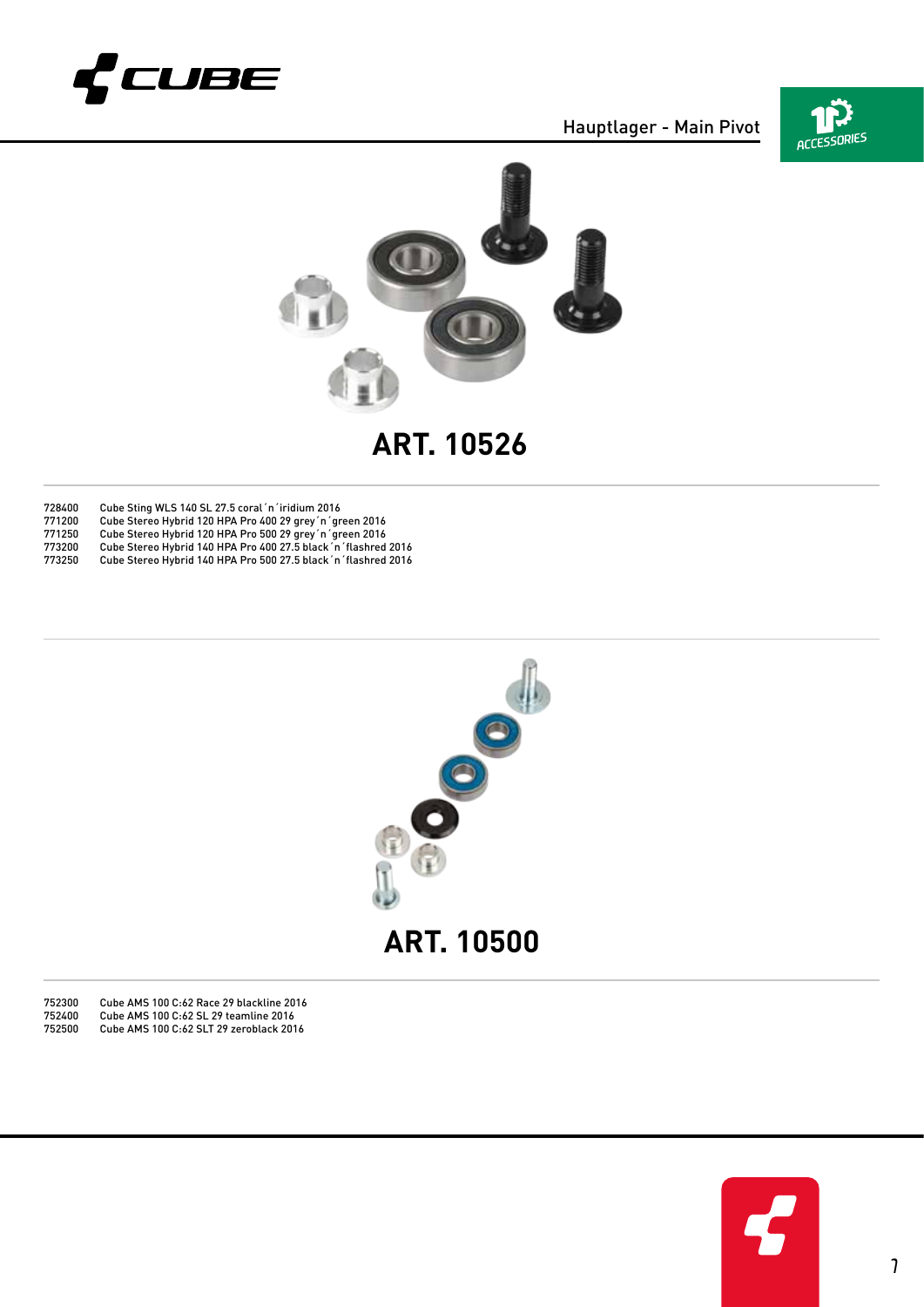## Hauptlager - Main Pivot

# ART. 10526

| | |
|---|---|
| 728400 | Cube Sting WLS 140 SL 27.5 coral´n´iridium 2016 |
| 771200 | Cube Stereo Hybrid 120 HPA Pro 400 29 grey´n´green 2016 |
| 771250 | Cube Stereo Hybrid 120 HPA Pro 500 29 grey´n´green 2016 |
| 773200 | Cube Stereo Hybrid 140 HPA Pro 400 27.5 black´n´flashred 2016 |
| 773250 | Cube Stereo Hybrid 140 HPA Pro 500 27.5 black´n´flashred 2016 |

# ART. 10500

| | |
|---|---|
| 752300 | Cube AMS 100 C:62 Race 29 blackline 2016 |
| 752400 | Cube AMS 100 C:62 SL 29 teamline 2016 |
| 752500 | Cube AMS 100 C:62 SLT 29 zeroblack 2016 |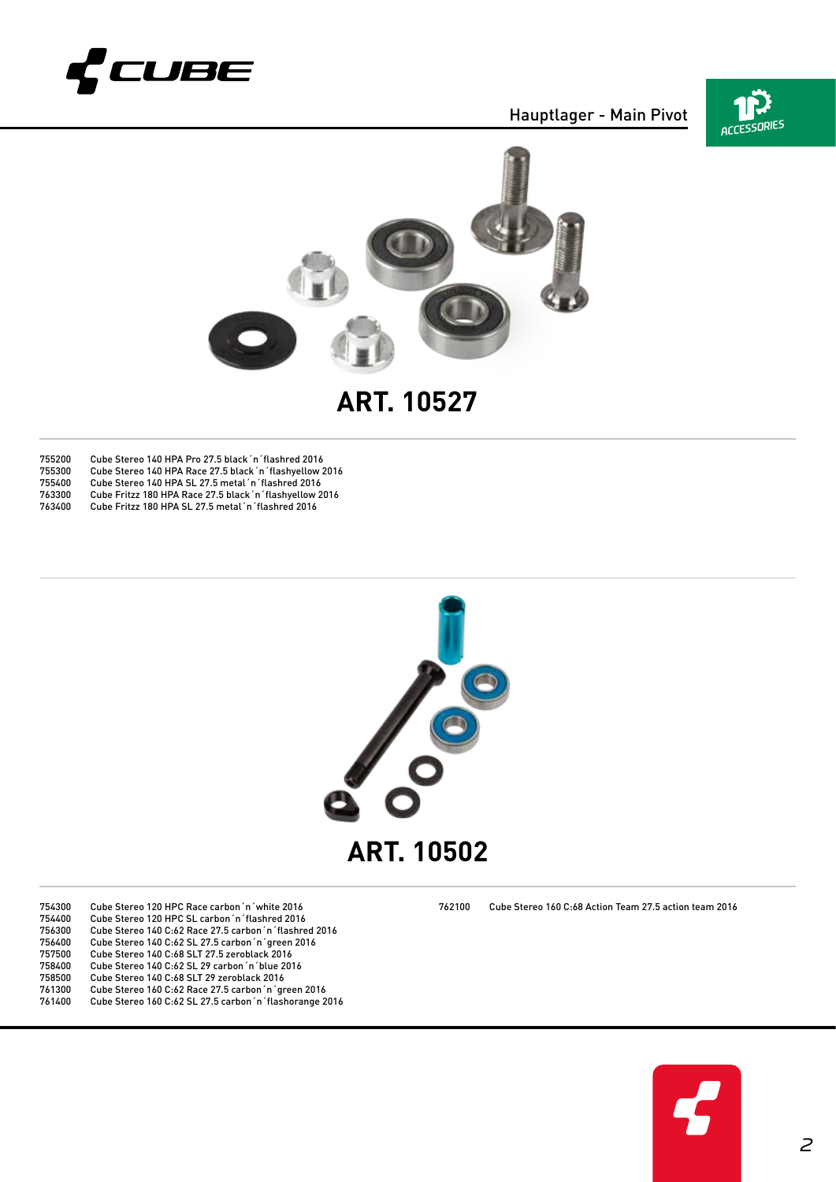# Hauptlager - Main Pivot

## ART. 10527

| | |
|---|---|
| 755200 | Cube Stereo 140 HPA Pro 27.5 black´n´flashred 2016 |
| 755300 | Cube Stereo 140 HPA Race 27.5 black´n´flashyellow 2016 |
| 755400 | Cube Stereo 140 HPA SL 27.5 metal´n´flashred 2016 |
| 763300 | Cube Fritzz 180 HPA Race 27.5 black´n´flashyellow 2016 |
| 763400 | Cube Fritzz 180 HPA SL 27.5 metal´n´flashred 2016 |

## ART. 10502

| | |
|---|---|
| 754300 | Cube Stereo 120 HPC Race carbon´n´white 2016 |
| 754400 | Cube Stereo 120 HPC SL carbon´n´flashred 2016 |
| 756300 | Cube Stereo 140 C:62 Race 27.5 carbon´n´flashred 2016 |
| 756400 | Cube Stereo 140 C:62 SL 27.5 carbon´n´green 2016 |
| 757500 | Cube Stereo 140 C:68 SLT 27.5 zeroblack 2016 |
| 758400 | Cube Stereo 140 C:62 SL 29 carbon´n´blue 2016 |
| 758500 | Cube Stereo 140 C:68 SLT 29 zeroblack 2016 |
| 761300 | Cube Stereo 160 C:62 Race 27.5 carbon´n´green 2016 |
| 761400 | Cube Stereo 160 C:62 SL 27.5 carbon´n´flashorange 2016 |
| 762100 | Cube Stereo 160 C:68 Action Team 27.5 action team 2016 |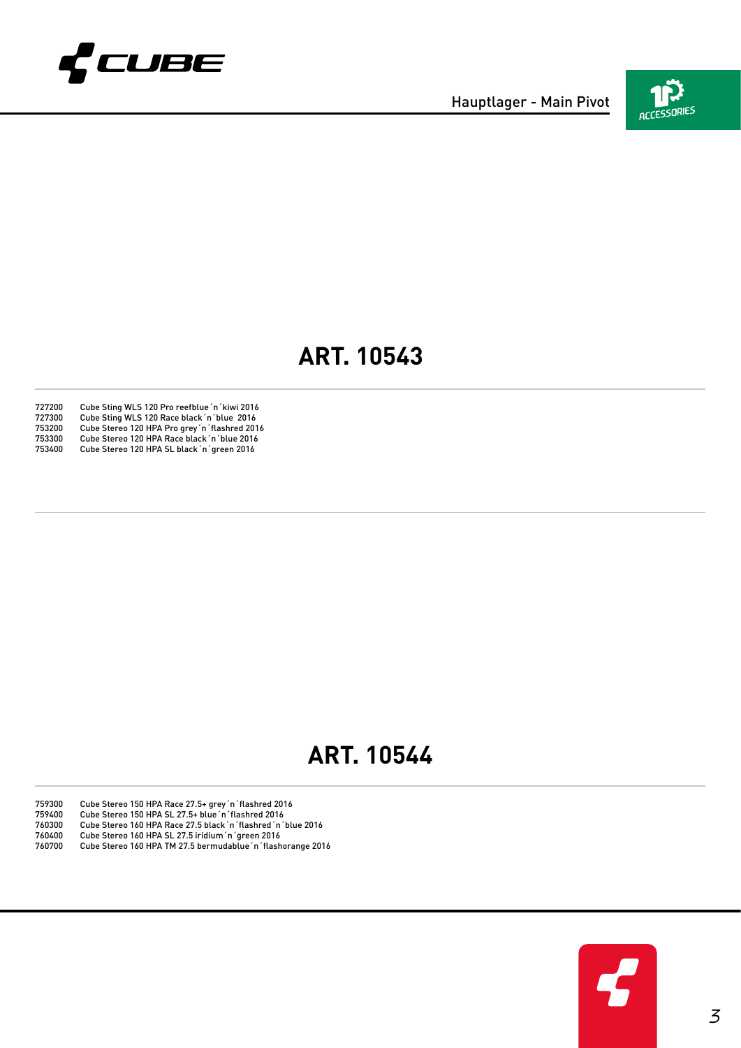Hauptlager - Main Pivot

## ART. 10543

| | |
|---|---|
| 727200 | Cube Sting WLS 120 Pro reefblue´n´kiwi 2016 |
| 727300 | Cube Sting WLS 120 Race black´n´blue 2016 |
| 753200 | Cube Stereo 120 HPA Pro grey´n´flashred 2016 |
| 753300 | Cube Stereo 120 HPA Race black´n´blue 2016 |
| 753400 | Cube Stereo 120 HPA SL black´n´green 2016 |

## ART. 10544

| | |
|---|---|
| 759300 | Cube Stereo 150 HPA Race 27.5+ grey´n´flashred 2016 |
| 759400 | Cube Stereo 150 HPA SL 27.5+ blue´n´flashred 2016 |
| 760300 | Cube Stereo 160 HPA Race 27.5 black´n´flashred´n´blue 2016 |
| 760400 | Cube Stereo 160 HPA SL 27.5 iridium´n´green 2016 |
| 760700 | Cube Stereo 160 HPA TM 27.5 bermudablue´n´flashorange 2016 |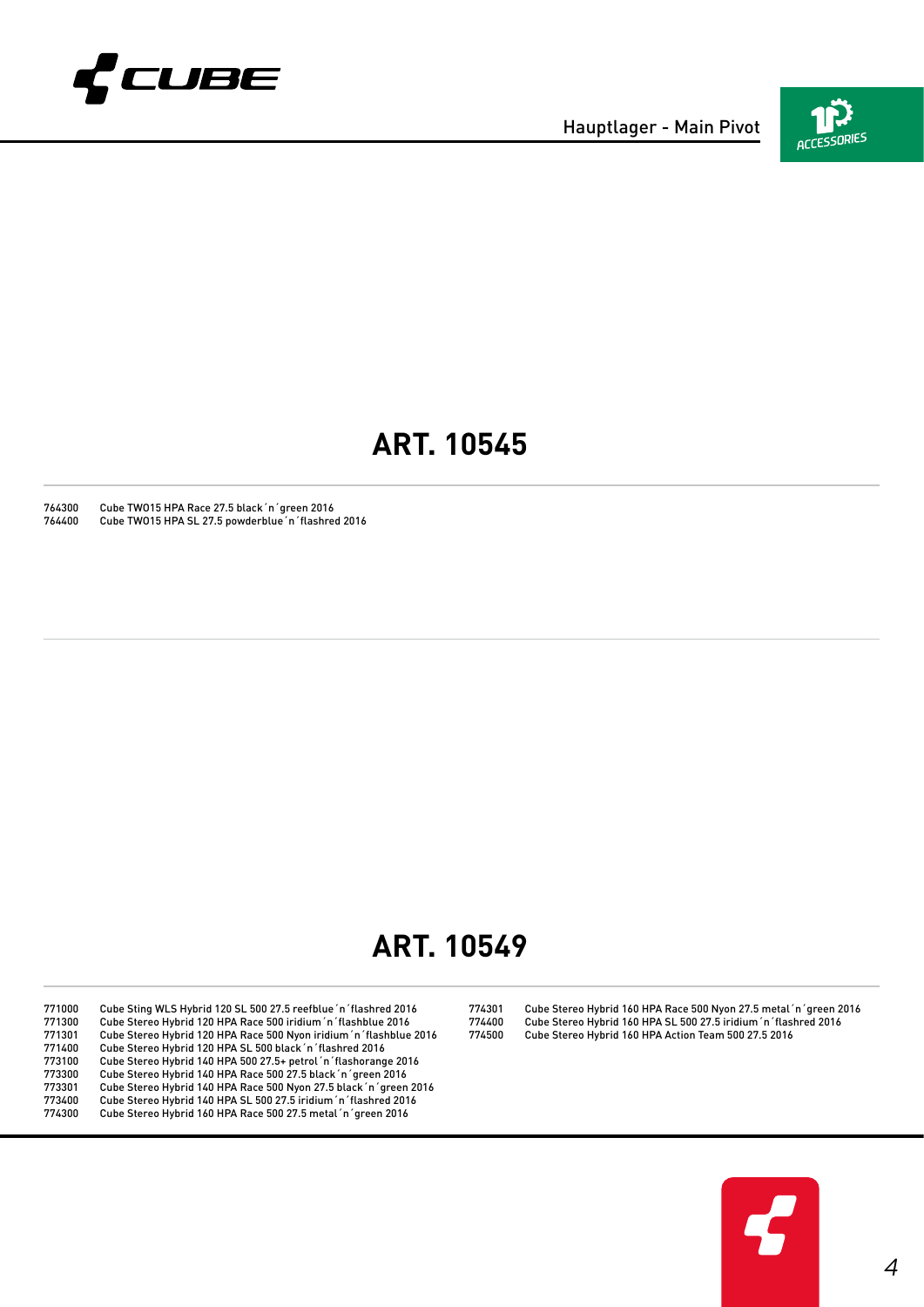# Hauptlager - Main Pivot

## ART. 10545

764300 Cube TWO15 HPA Race 27.5 black´n´green 2016
764400 Cube TWO15 HPA SL 27.5 powderblue´n´flashred 2016

## ART. 10549

771000 Cube Sting WLS Hybrid 120 SL 500 27.5 reefblue´n´flashred 2016
771300 Cube Stereo Hybrid 120 HPA Race 500 iridium´n´flashblue 2016
771301 Cube Stereo Hybrid 120 HPA Race 500 Nyon iridium´n´flashblue 2016
771400 Cube Stereo Hybrid 120 HPA SL 500 black´n´flashred 2016
773100 Cube Stereo Hybrid 140 HPA 500 27.5+ petrol´n´flashorange 2016
773300 Cube Stereo Hybrid 140 HPA Race 500 27.5 black´n´green 2016
773301 Cube Stereo Hybrid 140 HPA Race 500 Nyon 27.5 black´n´green 2016
773400 Cube Stereo Hybrid 140 HPA SL 500 27.5 iridium´n´flashred 2016
774300 Cube Stereo Hybrid 160 HPA Race 500 27.5 metal´n´green 2016
774301 Cube Stereo Hybrid 160 HPA Race 500 Nyon 27.5 metal´n´green 2016
774400 Cube Stereo Hybrid 160 HPA SL 500 27.5 iridium´n´flashred 2016
774500 Cube Stereo Hybrid 160 HPA Action Team 500 27.5 2016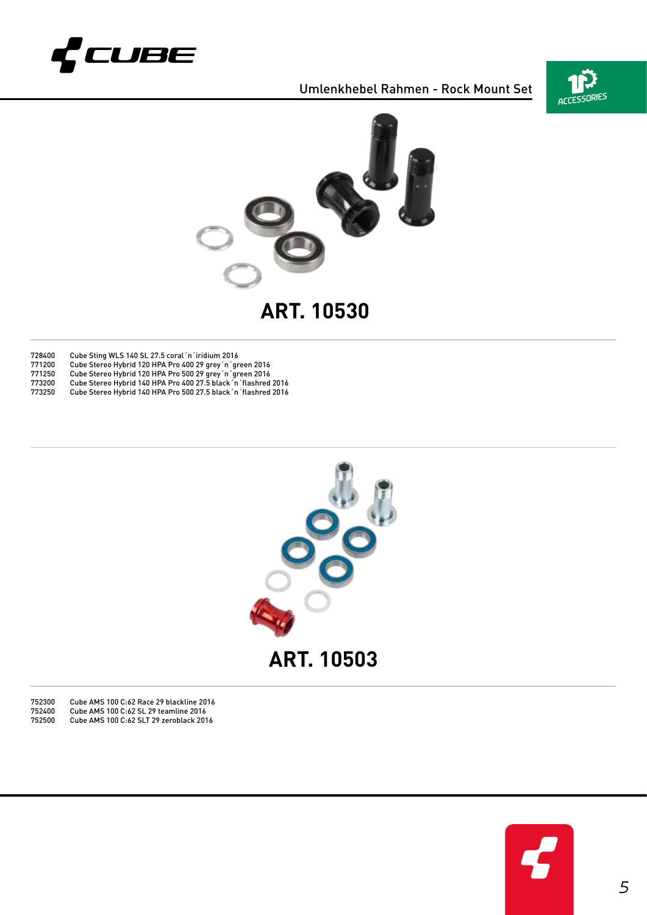Umlenkhebel Rahmen - Rock Mount Set

# ART. 10530

| | |
|---|---|
| 728400 | Cube Sting WLS 140 SL 27.5 coral´n´iridium 2016 |
| 771200 | Cube Stereo Hybrid 120 HPA Pro 400 29 grey´n´green 2016 |
| 771250 | Cube Stereo Hybrid 120 HPA Pro 500 29 grey´n´green 2016 |
| 773200 | Cube Stereo Hybrid 140 HPA Pro 400 27.5 black´n´flashred 2016 |
| 773250 | Cube Stereo Hybrid 140 HPA Pro 500 27.5 black´n´flashred 2016 |

# ART. 10503

| | |
|---|---|
| 752300 | Cube AMS 100 C:62 Race 29 blackline 2016 |
| 752400 | Cube AMS 100 C:62 SL 29 teamline 2016 |
| 752500 | Cube AMS 100 C:62 SLT 29 zeroblack 2016 |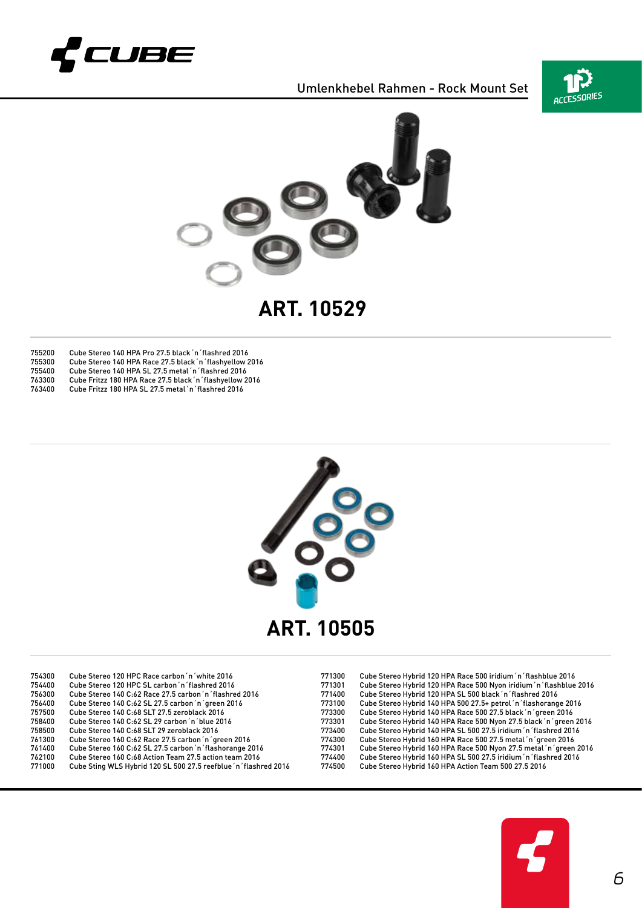# Umlenkhebel Rahmen - Rock Mount Set

## ART. 10529

| | |
|---|---|
| 755200 | Cube Stereo 140 HPA Pro 27.5 black´n´flashred 2016 |
| 755300 | Cube Stereo 140 HPA Race 27.5 black´n´flashyellow 2016 |
| 755400 | Cube Stereo 140 HPA SL 27.5 metal´n´flashred 2016 |
| 763300 | Cube Fritzz 180 HPA Race 27.5 black´n´flashyellow 2016 |
| 763400 | Cube Fritzz 180 HPA SL 27.5 metal´n´flashred 2016 |

## ART. 10505

| | |
|---|---|
| 754300 | Cube Stereo 120 HPC Race carbon´n´white 2016 |
| 754400 | Cube Stereo 120 HPC SL carbon´n´flashred 2016 |
| 756300 | Cube Stereo 140 C:62 Race 27.5 carbon´n´flashred 2016 |
| 756400 | Cube Stereo 140 C:62 SL 27.5 carbon´n´green 2016 |
| 757500 | Cube Stereo 140 C:68 SLT 27.5 zeroblack 2016 |
| 758400 | Cube Stereo 140 C:62 SL 29 carbon´n´blue 2016 |
| 758500 | Cube Stereo 140 C:68 SLT 29 zeroblack 2016 |
| 761300 | Cube Stereo 160 C:62 Race 27.5 carbon´n´green 2016 |
| 761400 | Cube Stereo 160 C:62 SL 27.5 carbon´n´flashorange 2016 |
| 762100 | Cube Stereo 160 C:68 Action Team 27.5 action team 2016 |
| 771000 | Cube Sting WLS Hybrid 120 SL 500 27.5 reefblue´n´flashred 2016 |
| 771300 | Cube Stereo Hybrid 120 HPA Race 500 iridium´n´flashblue 2016 |
| 771301 | Cube Stereo Hybrid 120 HPA Race 500 Nyon iridium´n´flashblue 2016 |
| 771400 | Cube Stereo Hybrid 120 HPA SL 500 black´n´flashred 2016 |
| 773100 | Cube Stereo Hybrid 140 HPA 500 27.5+ petrol´n´flashorange 2016 |
| 773300 | Cube Stereo Hybrid 140 HPA Race 500 27.5 black´n´green 2016 |
| 773301 | Cube Stereo Hybrid 140 HPA Race 500 Nyon 27.5 black´n´green 2016 |
| 773400 | Cube Stereo Hybrid 140 HPA SL 500 27.5 iridium´n´flashred 2016 |
| 774300 | Cube Stereo Hybrid 160 HPA Race 500 27.5 metal´n´green 2016 |
| 774301 | Cube Stereo Hybrid 160 HPA Race 500 Nyon 27.5 metal´n´green 2016 |
| 774400 | Cube Stereo Hybrid 160 HPA SL 500 27.5 iridium´n´flashred 2016 |
| 774500 | Cube Stereo Hybrid 160 HPA Action Team 500 27.5 2016 |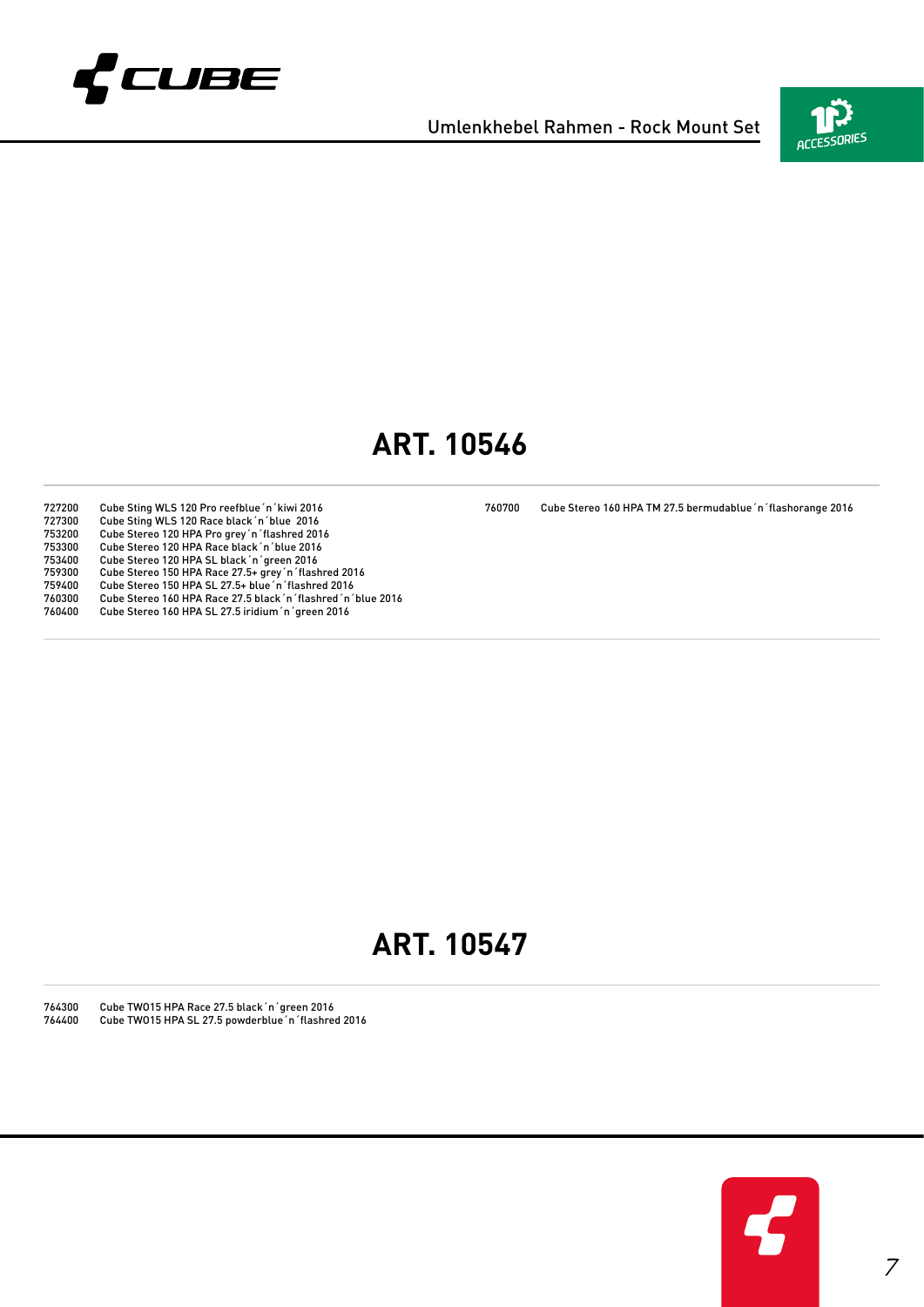Umlenkhebel Rahmen - Rock Mount Set

## ART. 10546

| | |
|---|---|
| 727200 | Cube Sting WLS 120 Pro reefblue´n´kiwi 2016 |
| 727300 | Cube Sting WLS 120 Race black´n´blue 2016 |
| 753200 | Cube Stereo 120 HPA Pro grey´n´flashred 2016 |
| 753300 | Cube Stereo 120 HPA Race black´n´blue 2016 |
| 753400 | Cube Stereo 120 HPA SL black´n´green 2016 |
| 759300 | Cube Stereo 150 HPA Race 27.5+ grey´n´flashred 2016 |
| 759400 | Cube Stereo 150 HPA SL 27.5+ blue´n´flashred 2016 |
| 760300 | Cube Stereo 160 HPA Race 27.5 black´n´flashred´n´blue 2016 |
| 760400 | Cube Stereo 160 HPA SL 27.5 iridium´n´green 2016 |
| 760700 | Cube Stereo 160 HPA TM 27.5 bermudablue´n´flashorange 2016 |

## ART. 10547

| | |
|---|---|
| 764300 | Cube TWO15 HPA Race 27.5 black´n´green 2016 |
| 764400 | Cube TWO15 HPA SL 27.5 powderblue´n´flashred 2016 |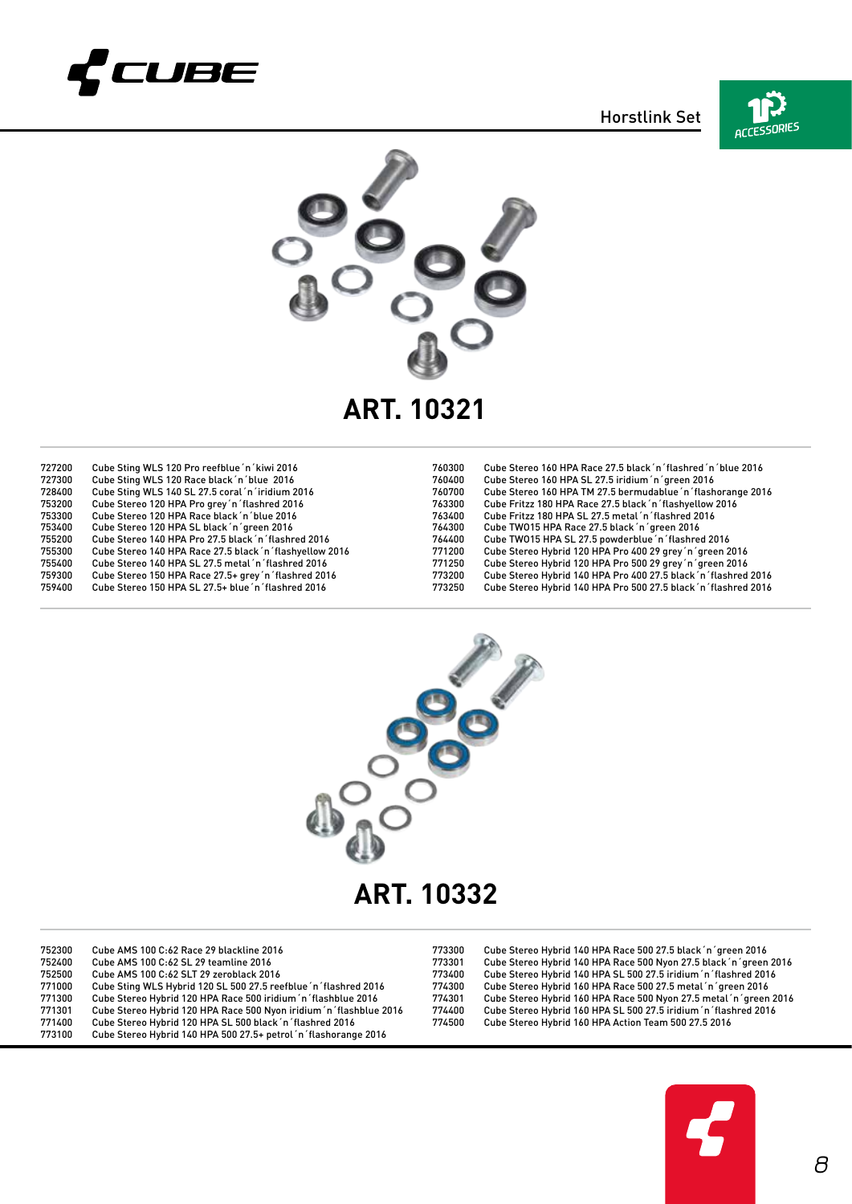# Horstlink Set

## ART. 10321

| | | | |
|---|---|---|---|
| 727200 | Cube Sting WLS 120 Pro reefblue´n´kiwi 2016 | 760300 | Cube Stereo 160 HPA Race 27.5 black´n´flashred´n´blue 2016 |
| 727300 | Cube Sting WLS 120 Race black´n´blue 2016 | 760400 | Cube Stereo 160 HPA SL 27.5 iridium´n´green 2016 |
| 728400 | Cube Sting WLS 140 SL 27.5 coral´n´iridium 2016 | 760700 | Cube Stereo 160 HPA TM 27.5 bermudablue´n´flashorange 2016 |
| 753200 | Cube Stereo 120 HPA Pro grey´n´flashred 2016 | 763300 | Cube Fritzz 180 HPA Race 27.5 black´n´flashyellow 2016 |
| 753300 | Cube Stereo 120 HPA Race black´n´blue 2016 | 763400 | Cube Fritzz 180 HPA SL 27.5 metal´n´flashred 2016 |
| 753400 | Cube Stereo 120 HPA SL black´n´green 2016 | 764300 | Cube TWO15 HPA Race 27.5 black´n´green 2016 |
| 755200 | Cube Stereo 140 HPA Pro 27.5 black´n´flashred 2016 | 764400 | Cube TWO15 HPA SL 27.5 powderblue´n´flashred 2016 |
| 755300 | Cube Stereo 140 HPA Race 27.5 black´n´flashyellow 2016 | 771200 | Cube Stereo Hybrid 120 HPA Pro 400 29 grey´n´green 2016 |
| 755400 | Cube Stereo 140 HPA SL 27.5 metal´n´flashred 2016 | 771250 | Cube Stereo Hybrid 120 HPA Pro 500 29 grey´n´green 2016 |
| 759300 | Cube Stereo 150 HPA Race 27.5+ grey´n´flashred 2016 | 773200 | Cube Stereo Hybrid 140 HPA Pro 400 27.5 black´n´flashred 2016 |
| 759400 | Cube Stereo 150 HPA SL 27.5+ blue´n´flashred 2016 | 773250 | Cube Stereo Hybrid 140 HPA Pro 500 27.5 black´n´flashred 2016 |

## ART. 10332

| | | | |
|---|---|---|---|
| 752300 | Cube AMS 100 C:62 Race 29 blackline 2016 | 773300 | Cube Stereo Hybrid 140 HPA Race 500 27.5 black´n´green 2016 |
| 752400 | Cube AMS 100 C:62 SL 29 teamline 2016 | 773301 | Cube Stereo Hybrid 140 HPA Race 500 Nyon 27.5 black´n´green 2016 |
| 752500 | Cube AMS 100 C:62 SLT 29 zeroblack 2016 | 773400 | Cube Stereo Hybrid 140 HPA SL 500 27.5 iridium´n´flashred 2016 |
| 771000 | Cube Sting WLS Hybrid 120 SL 500 27.5 reefblue´n´flashred 2016 | 774300 | Cube Stereo Hybrid 160 HPA Race 500 27.5 metal´n´green 2016 |
| 771300 | Cube Stereo Hybrid 120 HPA Race 500 iridium´n´flashblue 2016 | 774301 | Cube Stereo Hybrid 160 HPA Race 500 Nyon 27.5 metal´n´green 2016 |
| 771301 | Cube Stereo Hybrid 120 HPA Race 500 Nyon iridium´n´flashblue 2016 | 774400 | Cube Stereo Hybrid 160 HPA SL 500 27.5 iridium´n´flashred 2016 |
| 771400 | Cube Stereo Hybrid 120 HPA SL 500 black´n´flashred 2016 | 774500 | Cube Stereo Hybrid 160 HPA Action Team 500 27.5 2016 |
| 773100 | Cube Stereo Hybrid 140 HPA 500 27.5+ petrol´n´flashorange 2016 | | |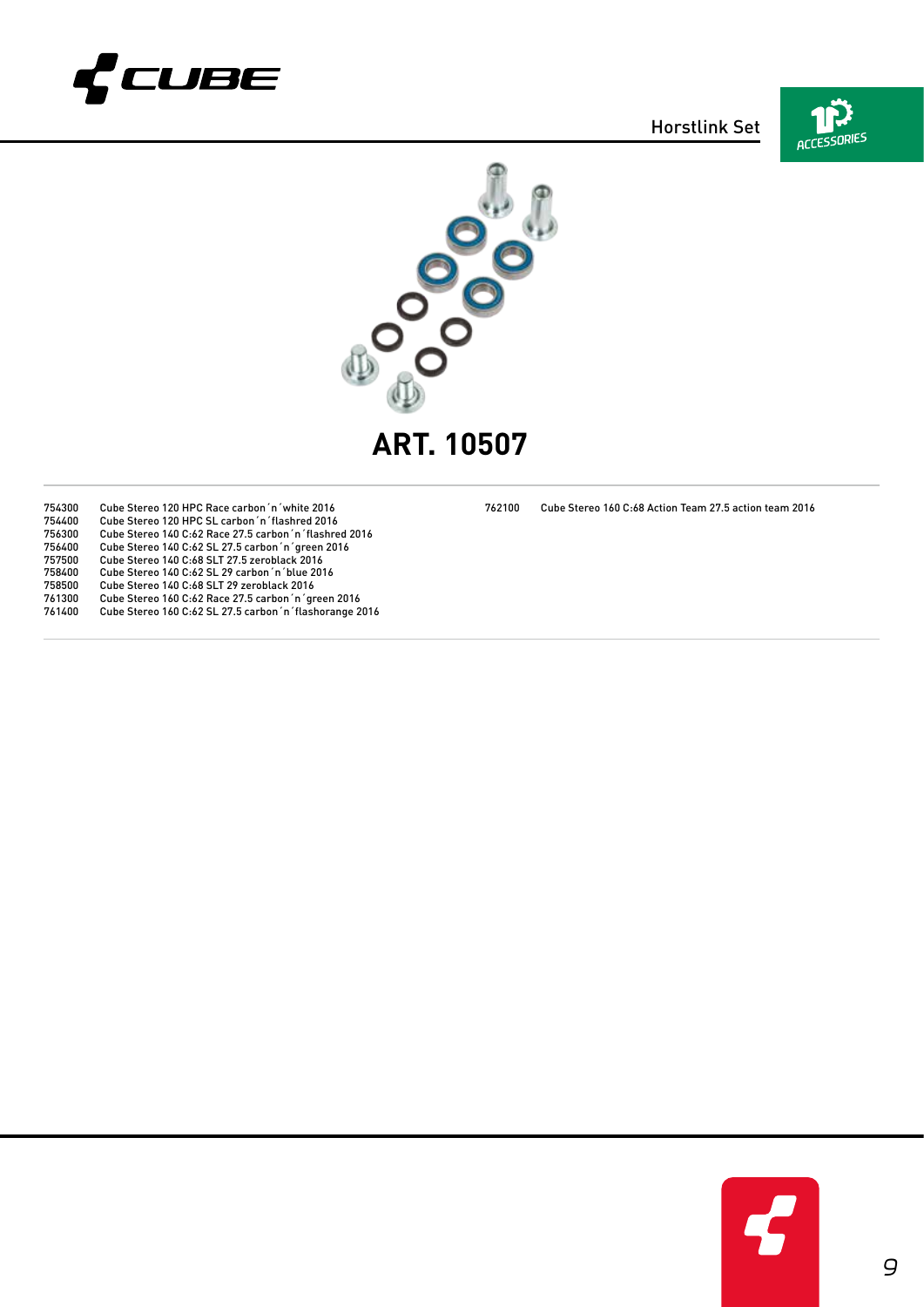Horstlink Set

# ART. 10507

| | |
|---|---|
| 754300 | Cube Stereo 120 HPC Race carbon´n´white 2016 |
| 754400 | Cube Stereo 120 HPC SL carbon´n´flashred 2016 |
| 756300 | Cube Stereo 140 C:62 Race 27.5 carbon´n´flashred 2016 |
| 756400 | Cube Stereo 140 C:62 SL 27.5 carbon´n´green 2016 |
| 757500 | Cube Stereo 140 C:68 SLT 27.5 zeroblack 2016 |
| 758400 | Cube Stereo 140 C:62 SL 29 carbon´n´blue 2016 |
| 758500 | Cube Stereo 140 C:68 SLT 29 zeroblack 2016 |
| 761300 | Cube Stereo 160 C:62 Race 27.5 carbon´n´green 2016 |
| 761400 | Cube Stereo 160 C:62 SL 27.5 carbon´n´flashorange 2016 |
| 762100 | Cube Stereo 160 C:68 Action Team 27.5 action team 2016 |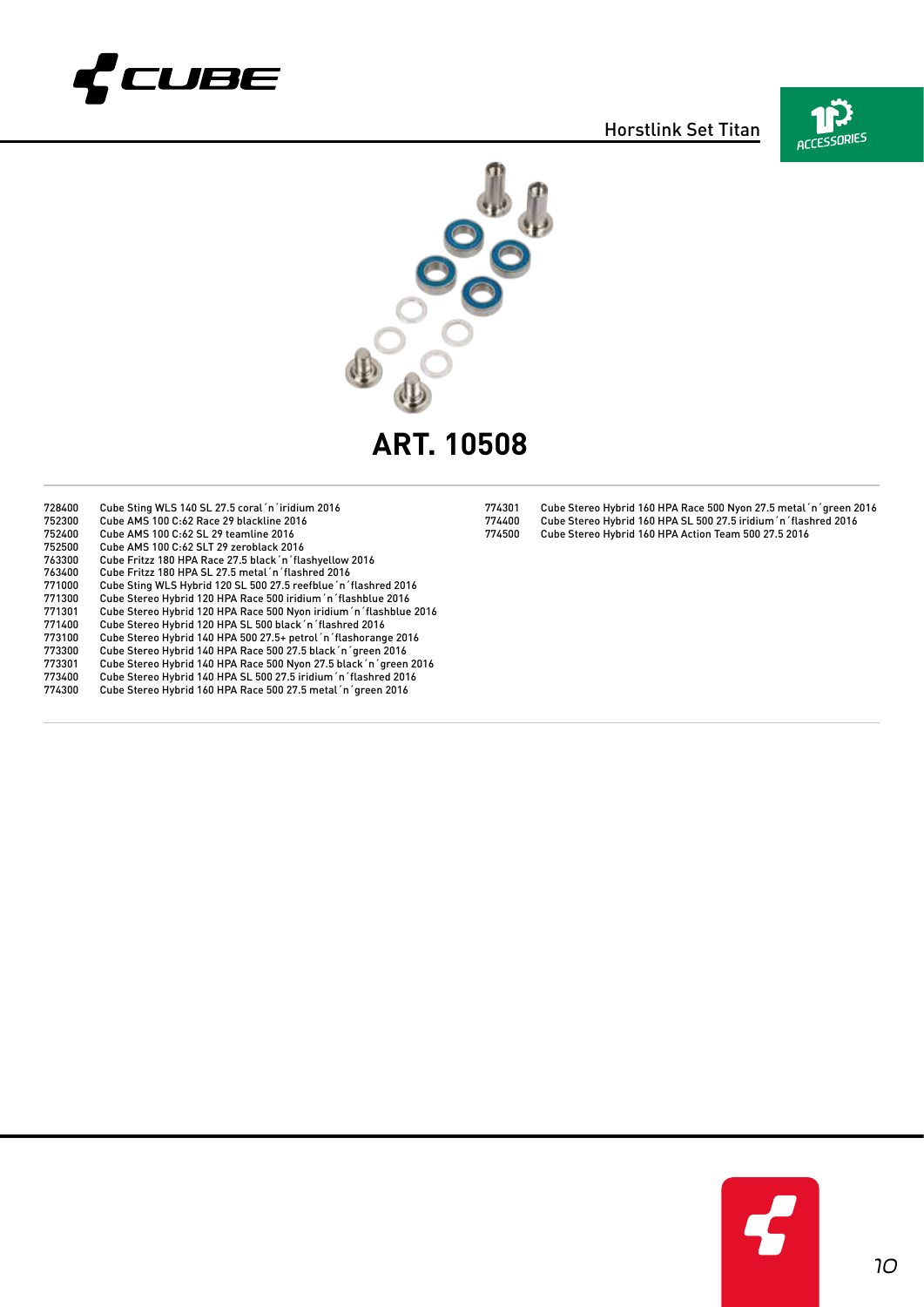# Horstlink Set Titan

## ART. 10508

| | |
|---|---|
| 728400 | Cube Sting WLS 140 SL 27.5 coral´n´iridium 2016 |
| 752300 | Cube AMS 100 C:62 Race 29 blackline 2016 |
| 752400 | Cube AMS 100 C:62 SL 29 teamline 2016 |
| 752500 | Cube AMS 100 C:62 SLT 29 zeroblack 2016 |
| 763300 | Cube Fritzz 180 HPA Race 27.5 black´n´flashyellow 2016 |
| 763400 | Cube Fritzz 180 HPA SL 27.5 metal´n´flashred 2016 |
| 771000 | Cube Sting WLS Hybrid 120 SL 500 27.5 reefblue´n´flashred 2016 |
| 771300 | Cube Stereo Hybrid 120 HPA Race 500 iridium´n´flashblue 2016 |
| 771301 | Cube Stereo Hybrid 120 HPA Race 500 Nyon iridium´n´flashblue 2016 |
| 771400 | Cube Stereo Hybrid 120 HPA SL 500 black´n´flashred 2016 |
| 773100 | Cube Stereo Hybrid 140 HPA 500 27.5+ petrol´n´flashorange 2016 |
| 773300 | Cube Stereo Hybrid 140 HPA Race 500 27.5 black´n´green 2016 |
| 773301 | Cube Stereo Hybrid 140 HPA Race 500 Nyon 27.5 black´n´green 2016 |
| 773400 | Cube Stereo Hybrid 140 HPA SL 500 27.5 iridium´n´flashred 2016 |
| 774300 | Cube Stereo Hybrid 160 HPA Race 500 27.5 metal´n´green 2016 |
| 774301 | Cube Stereo Hybrid 160 HPA Race 500 Nyon 27.5 metal´n´green 2016 |
| 774400 | Cube Stereo Hybrid 160 HPA SL 500 27.5 iridium´n´flashred 2016 |
| 774500 | Cube Stereo Hybrid 160 HPA Action Team 500 27.5 2016 |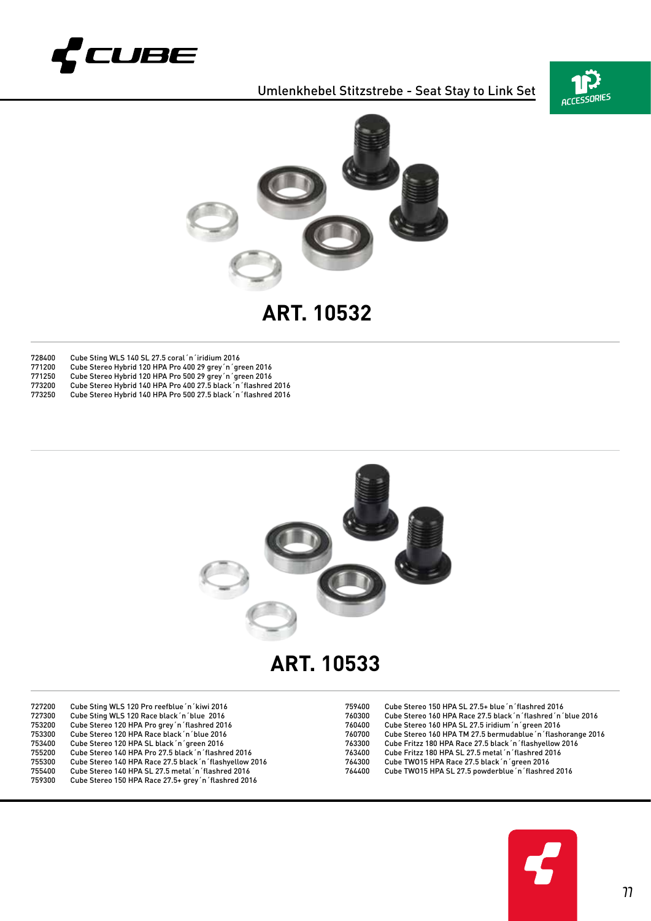## Umlenkhebel Stitzstrebe - Seat Stay to Link Set

# ART. 10532

| | |
|---|---|
| 728400 | Cube Sting WLS 140 SL 27.5 coral´n´iridium 2016 |
| 771200 | Cube Stereo Hybrid 120 HPA Pro 400 29 grey´n´green 2016 |
| 771250 | Cube Stereo Hybrid 120 HPA Pro 500 29 grey´n´green 2016 |
| 773200 | Cube Stereo Hybrid 140 HPA Pro 400 27.5 black´n´flashred 2016 |
| 773250 | Cube Stereo Hybrid 140 HPA Pro 500 27.5 black´n´flashred 2016 |

# ART. 10533

| | |
|---|---|
| 727200 | Cube Sting WLS 120 Pro reefblue´n´kiwi 2016 |
| 727300 | Cube Sting WLS 120 Race black´n´blue 2016 |
| 753200 | Cube Stereo 120 HPA Pro grey´n´flashred 2016 |
| 753300 | Cube Stereo 120 HPA Race black´n´blue 2016 |
| 753400 | Cube Stereo 120 HPA SL black´n´green 2016 |
| 755200 | Cube Stereo 140 HPA Pro 27.5 black´n´flashred 2016 |
| 755300 | Cube Stereo 140 HPA Race 27.5 black´n´flashyellow 2016 |
| 755400 | Cube Stereo 140 HPA SL 27.5 metal´n´flashred 2016 |
| 759300 | Cube Stereo 150 HPA Race 27.5+ grey´n´flashred 2016 |
| 759400 | Cube Stereo 150 HPA SL 27.5+ blue´n´flashred 2016 |
| 760300 | Cube Stereo 160 HPA Race 27.5 black´n´flashred´n´blue 2016 |
| 760400 | Cube Stereo 160 HPA SL 27.5 iridium´n´green 2016 |
| 760700 | Cube Stereo 160 HPA TM 27.5 bermudablue´n´flashorange 2016 |
| 763300 | Cube Fritzz 180 HPA Race 27.5 black´n´flashyellow 2016 |
| 763400 | Cube Fritzz 180 HPA SL 27.5 metal´n´flashred 2016 |
| 764300 | Cube TWO15 HPA Race 27.5 black´n´green 2016 |
| 764400 | Cube TWO15 HPA SL 27.5 powderblue´n´flashred 2016 |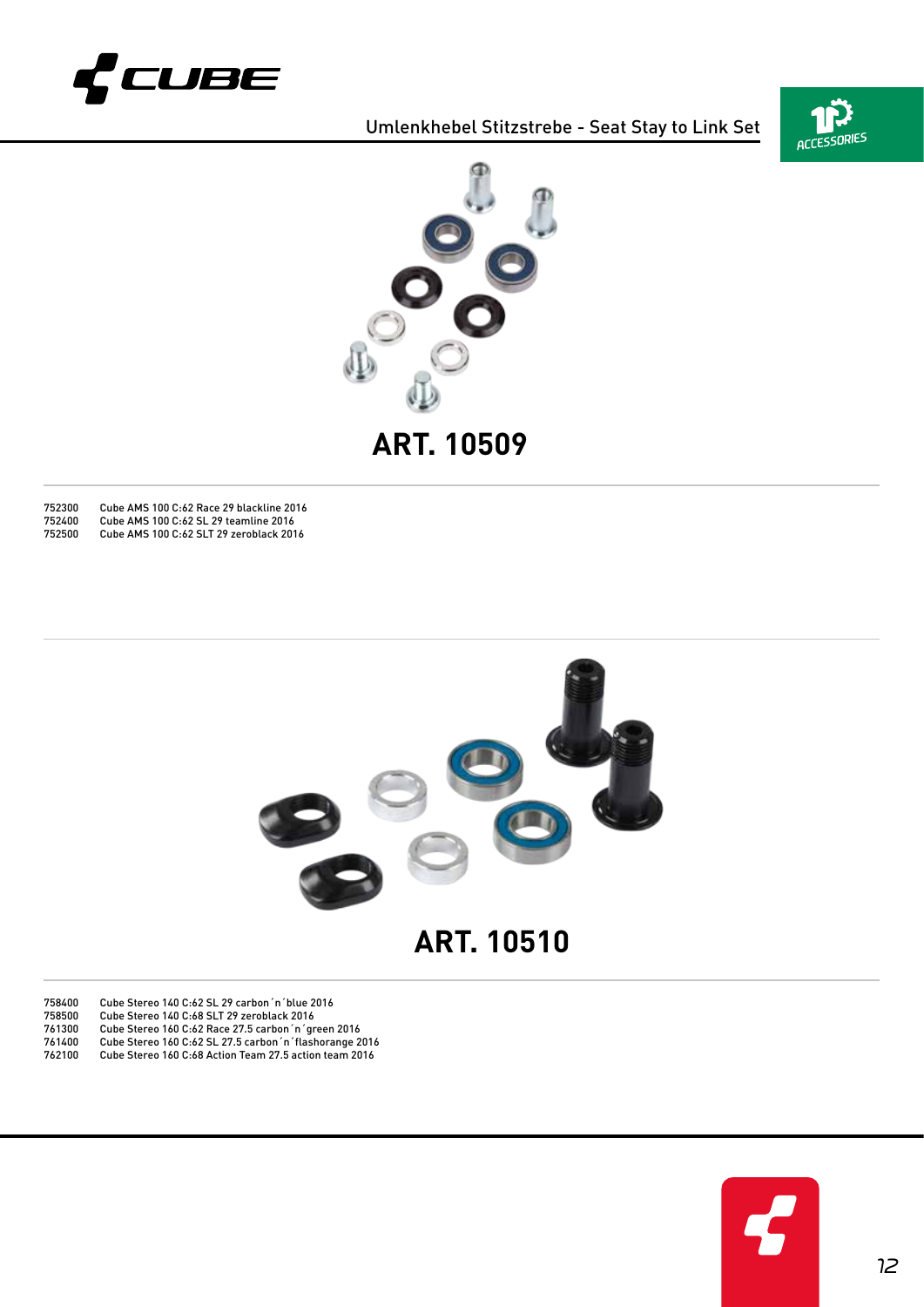# Umlenkhebel Stitzstrebe - Seat Stay to Link Set

## ART. 10509

| | |
|---|---|
| 752300 | Cube AMS 100 C:62 Race 29 blackline 2016 |
| 752400 | Cube AMS 100 C:62 SL 29 teamline 2016 |
| 752500 | Cube AMS 100 C:62 SLT 29 zeroblack 2016 |

## ART. 10510

| | |
|---|---|
| 758400 | Cube Stereo 140 C:62 SL 29 carbon´n´blue 2016 |
| 758500 | Cube Stereo 140 C:68 SLT 29 zeroblack 2016 |
| 761300 | Cube Stereo 160 C:62 Race 27.5 carbon´n´green 2016 |
| 761400 | Cube Stereo 160 C:62 SL 27.5 carbon´n´flashorange 2016 |
| 762100 | Cube Stereo 160 C:68 Action Team 27.5 action team 2016 |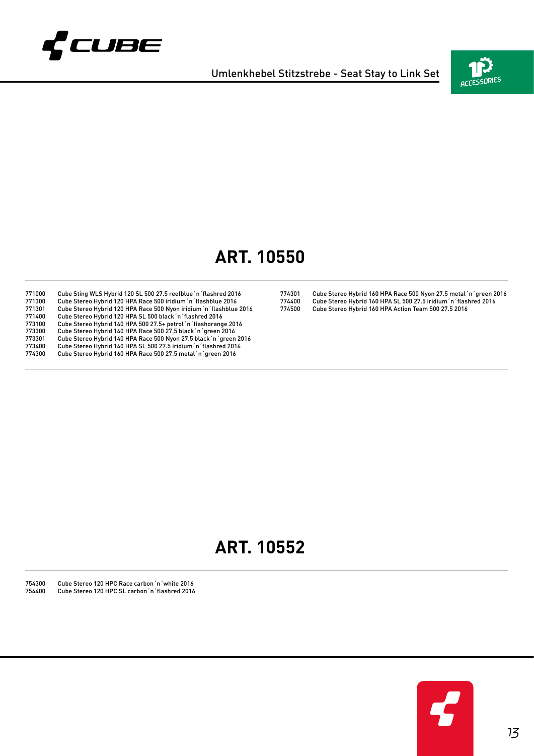Umlenkhebel Stitzstrebe - Seat Stay to Link Set

## ART. 10550

| | |
|---|---|
| 771000 | Cube Sting WLS Hybrid 120 SL 500 27.5 reefblue´n´flashred 2016 |
| 771300 | Cube Stereo Hybrid 120 HPA Race 500 iridium´n´flashblue 2016 |
| 771301 | Cube Stereo Hybrid 120 HPA Race 500 Nyon iridium´n´flashblue 2016 |
| 771400 | Cube Stereo Hybrid 120 HPA SL 500 black´n´flashred 2016 |
| 773100 | Cube Stereo Hybrid 140 HPA 500 27.5+ petrol´n´flashorange 2016 |
| 773300 | Cube Stereo Hybrid 140 HPA Race 500 27.5 black´n´green 2016 |
| 773301 | Cube Stereo Hybrid 140 HPA Race 500 Nyon 27.5 black´n´green 2016 |
| 773400 | Cube Stereo Hybrid 140 HPA SL 500 27.5 iridium´n´flashred 2016 |
| 774300 | Cube Stereo Hybrid 160 HPA Race 500 27.5 metal´n´green 2016 |
| 774301 | Cube Stereo Hybrid 160 HPA Race 500 Nyon 27.5 metal´n´green 2016 |
| 774400 | Cube Stereo Hybrid 160 HPA SL 500 27.5 iridium´n´flashred 2016 |
| 774500 | Cube Stereo Hybrid 160 HPA Action Team 500 27.5 2016 |

## ART. 10552

| | |
|---|---|
| 754300 | Cube Stereo 120 HPC Race carbon´n´white 2016 |
| 754400 | Cube Stereo 120 HPC SL carbon´n´flashred 2016 |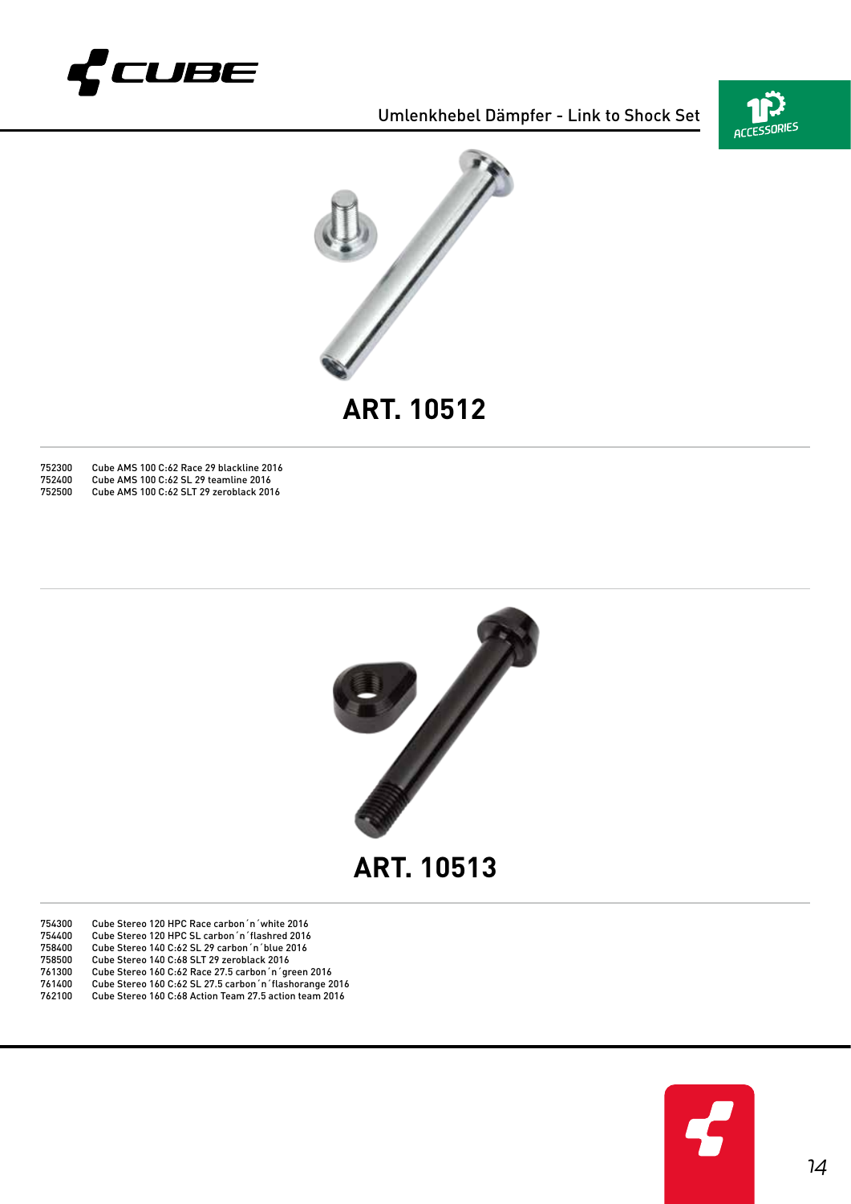## Umlenkhebel Dämpfer - Link to Shock Set

## ART. 10512

| | |
|---|---|
| 752300 | Cube AMS 100 C:62 Race 29 blackline 2016 |
| 752400 | Cube AMS 100 C:62 SL 29 teamline 2016 |
| 752500 | Cube AMS 100 C:62 SLT 29 zeroblack 2016 |

## ART. 10513

| | |
|---|---|
| 754300 | Cube Stereo 120 HPC Race carbon´n´white 2016 |
| 754400 | Cube Stereo 120 HPC SL carbon´n´flashred 2016 |
| 758400 | Cube Stereo 140 C:62 SL 29 carbon´n´blue 2016 |
| 758500 | Cube Stereo 140 C:68 SLT 29 zeroblack 2016 |
| 761300 | Cube Stereo 160 C:62 Race 27.5 carbon´n´green 2016 |
| 761400 | Cube Stereo 160 C:62 SL 27.5 carbon´n´flashorange 2016 |
| 762100 | Cube Stereo 160 C:68 Action Team 27.5 action team 2016 |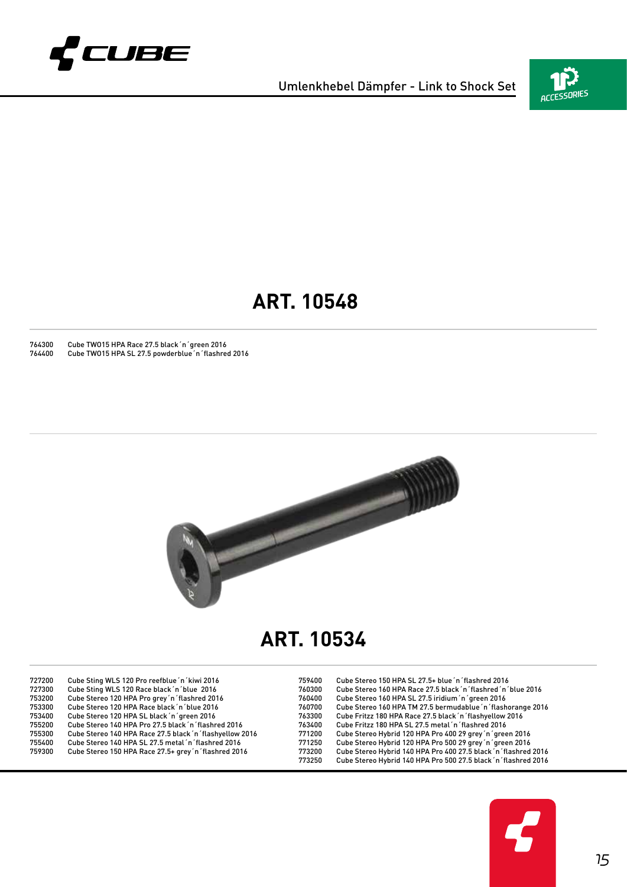Umlenkhebel Dämpfer - Link to Shock Set

# ART. 10548

| | |
|---|---|
| 764300 | Cube TWO15 HPA Race 27.5 black´n´green 2016 |
| 764400 | Cube TWO15 HPA SL 27.5 powderblue´n´flashred 2016 |

# ART. 10534

| | |
|---|---|
| 727200 | Cube Sting WLS 120 Pro reefblue´n´kiwi 2016 |
| 727300 | Cube Sting WLS 120 Race black´n´blue 2016 |
| 753200 | Cube Stereo 120 HPA Pro grey´n´flashred 2016 |
| 753300 | Cube Stereo 120 HPA Race black´n´blue 2016 |
| 753400 | Cube Stereo 120 HPA SL black´n´green 2016 |
| 755200 | Cube Stereo 140 HPA Pro 27.5 black´n´flashred 2016 |
| 755300 | Cube Stereo 140 HPA Race 27.5 black´n´flashyellow 2016 |
| 755400 | Cube Stereo 140 HPA SL 27.5 metal´n´flashred 2016 |
| 759300 | Cube Stereo 150 HPA Race 27.5+ grey´n´flashred 2016 |
| 759400 | Cube Stereo 150 HPA SL 27.5+ blue´n´flashred 2016 |
| 760300 | Cube Stereo 160 HPA Race 27.5 black´n´flashred´n´blue 2016 |
| 760400 | Cube Stereo 160 HPA SL 27.5 iridium´n´green 2016 |
| 760700 | Cube Stereo 160 HPA TM 27.5 bermudablue´n´flashorange 2016 |
| 763300 | Cube Fritzz 180 HPA Race 27.5 black´n´flashyellow 2016 |
| 763400 | Cube Fritzz 180 HPA SL 27.5 metal´n´flashred 2016 |
| 771200 | Cube Stereo Hybrid 120 HPA Pro 400 29 grey´n´green 2016 |
| 771250 | Cube Stereo Hybrid 120 HPA Pro 500 29 grey´n´green 2016 |
| 773200 | Cube Stereo Hybrid 140 HPA Pro 400 27.5 black´n´flashred 2016 |
| 773250 | Cube Stereo Hybrid 140 HPA Pro 500 27.5 black´n´flashred 2016 |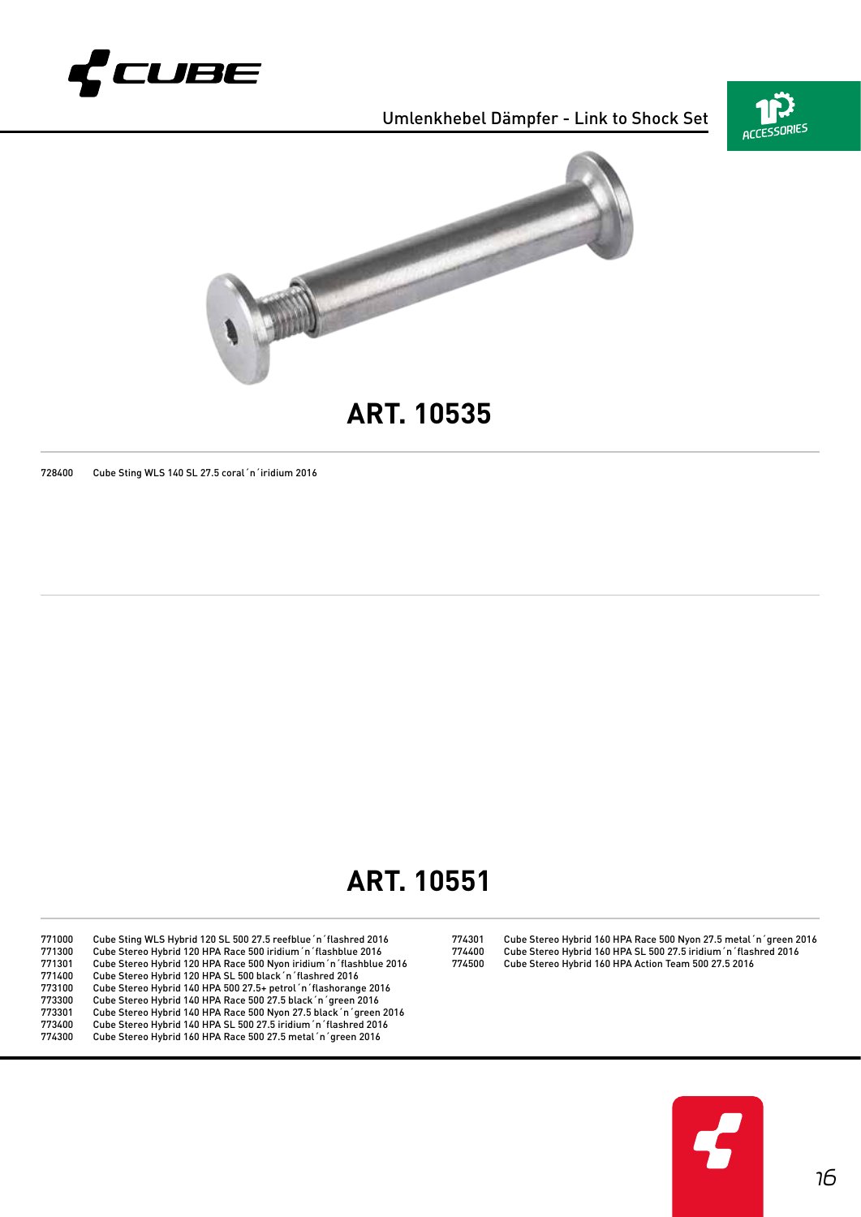Umlenkhebel Dämpfer - Link to Shock Set

ACCESSORIES

## ART. 10535

| | |
|---|---|
| 728400 | Cube Sting WLS 140 SL 27.5 coral´n´iridium 2016 |

## ART. 10551

| | |
|---|---|
| 771000 | Cube Sting WLS Hybrid 120 SL 500 27.5 reefblue´n´flashred 2016 |
| 771300 | Cube Stereo Hybrid 120 HPA Race 500 iridium´n´flashblue 2016 |
| 771301 | Cube Stereo Hybrid 120 HPA Race 500 Nyon iridium´n´flashblue 2016 |
| 771400 | Cube Stereo Hybrid 120 HPA SL 500 black´n´flashred 2016 |
| 773100 | Cube Stereo Hybrid 140 HPA 500 27.5+ petrol´n´flashorange 2016 |
| 773300 | Cube Stereo Hybrid 140 HPA Race 500 27.5 black´n´green 2016 |
| 773301 | Cube Stereo Hybrid 140 HPA Race 500 Nyon 27.5 black´n´green 2016 |
| 773400 | Cube Stereo Hybrid 140 HPA SL 500 27.5 iridium´n´flashred 2016 |
| 774300 | Cube Stereo Hybrid 160 HPA Race 500 27.5 metal´n´green 2016 |
| 774301 | Cube Stereo Hybrid 160 HPA Race 500 Nyon 27.5 metal´n´green 2016 |
| 774400 | Cube Stereo Hybrid 160 HPA SL 500 27.5 iridium´n´flashred 2016 |
| 774500 | Cube Stereo Hybrid 160 HPA Action Team 500 27.5 2016 |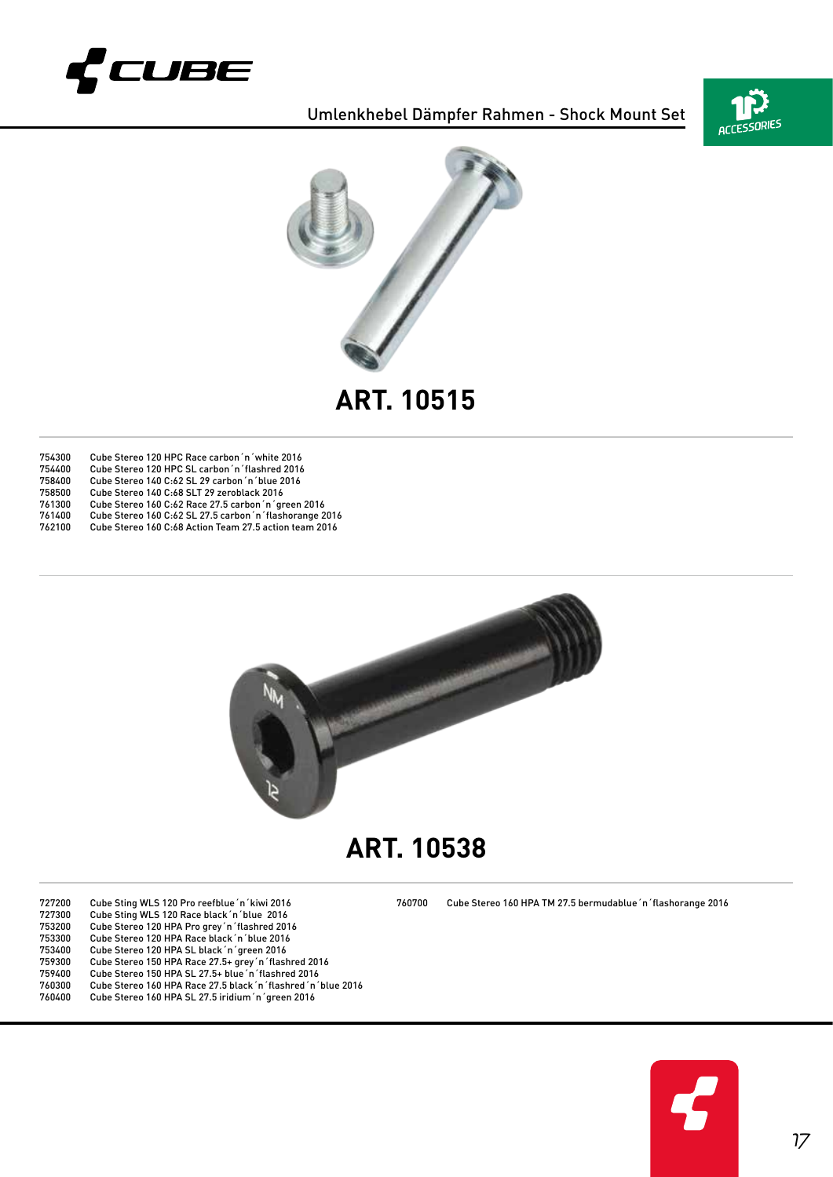## Umlenkhebel Dämpfer Rahmen - Shock Mount Set

# ART. 10515

| | |
|---|---|
| 754300 | Cube Stereo 120 HPC Race carbon´n´white 2016 |
| 754400 | Cube Stereo 120 HPC SL carbon´n´flashred 2016 |
| 758400 | Cube Stereo 140 C:62 SL 29 carbon´n´blue 2016 |
| 758500 | Cube Stereo 140 C:68 SLT 29 zeroblack 2016 |
| 761300 | Cube Stereo 160 C:62 Race 27.5 carbon´n´green 2016 |
| 761400 | Cube Stereo 160 C:62 SL 27.5 carbon´n´flashorange 2016 |
| 762100 | Cube Stereo 160 C:68 Action Team 27.5 action team 2016 |

# ART. 10538

| | |
|---|---|
| 727200 | Cube Sting WLS 120 Pro reefblue´n´kiwi 2016 |
| 727300 | Cube Sting WLS 120 Race black´n´blue 2016 |
| 753200 | Cube Stereo 120 HPA Pro grey´n´flashred 2016 |
| 753300 | Cube Stereo 120 HPA Race black´n´blue 2016 |
| 753400 | Cube Stereo 120 HPA SL black´n´green 2016 |
| 759300 | Cube Stereo 150 HPA Race 27.5+ grey´n´flashred 2016 |
| 759400 | Cube Stereo 150 HPA SL 27.5+ blue´n´flashred 2016 |
| 760300 | Cube Stereo 160 HPA Race 27.5 black´n´flashred´n´blue 2016 |
| 760400 | Cube Stereo 160 HPA SL 27.5 iridium´n´green 2016 |
| 760700 | Cube Stereo 160 HPA TM 27.5 bermudablue´n´flashorange 2016 |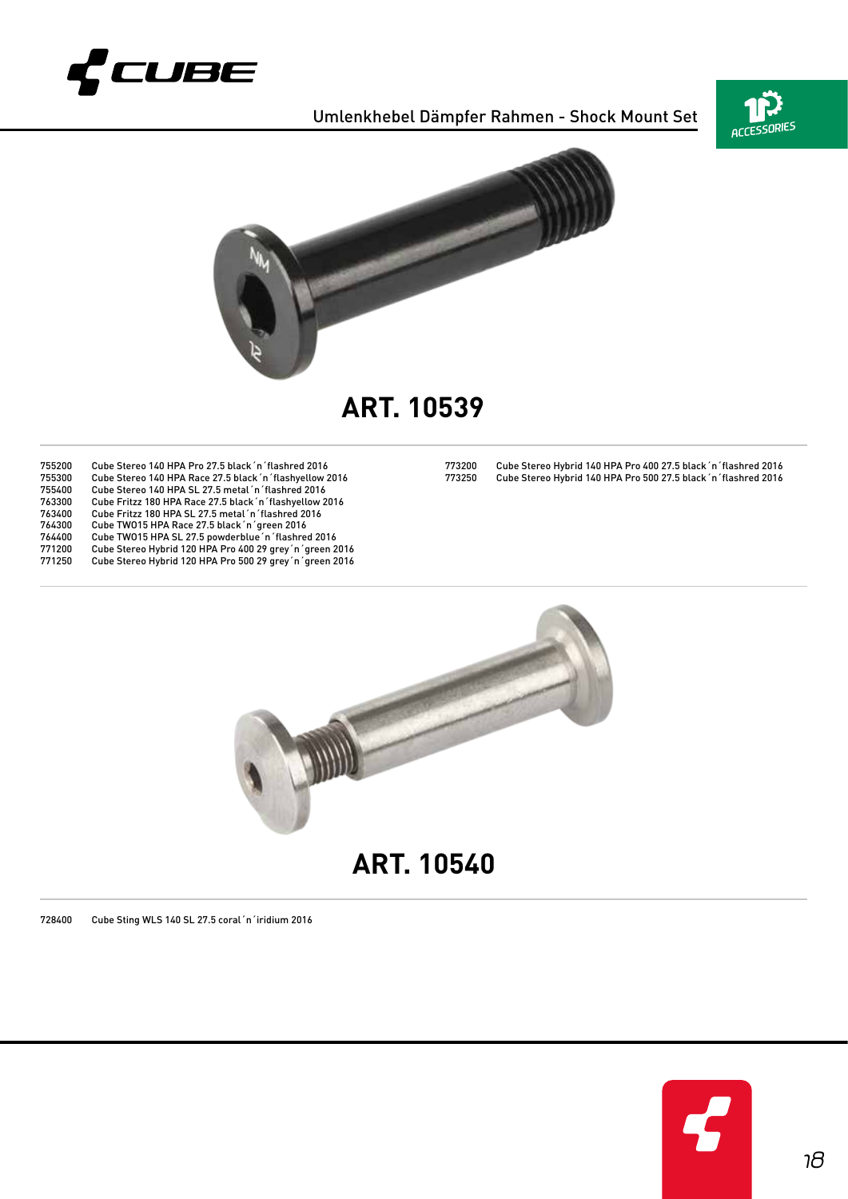## Umlenkhebel Dämpfer Rahmen - Shock Mount Set

ACCESSORIES

# ART. 10539

| | |
|---|---|
| 755200 | Cube Stereo 140 HPA Pro 27.5 black´n´flashred 2016 |
| 755300 | Cube Stereo 140 HPA Race 27.5 black´n´flashyellow 2016 |
| 755400 | Cube Stereo 140 HPA SL 27.5 metal´n´flashred 2016 |
| 763300 | Cube Fritzz 180 HPA Race 27.5 black´n´flashyellow 2016 |
| 763400 | Cube Fritzz 180 HPA SL 27.5 metal´n´flashred 2016 |
| 764300 | Cube TWO15 HPA Race 27.5 black´n´green 2016 |
| 764400 | Cube TWO15 HPA SL 27.5 powderblue´n´flashred 2016 |
| 771200 | Cube Stereo Hybrid 120 HPA Pro 400 29 grey´n´green 2016 |
| 771250 | Cube Stereo Hybrid 120 HPA Pro 500 29 grey´n´green 2016 |
| 773200 | Cube Stereo Hybrid 140 HPA Pro 400 27.5 black´n´flashred 2016 |
| 773250 | Cube Stereo Hybrid 140 HPA Pro 500 27.5 black´n´flashred 2016 |

# ART. 10540

| | |
|---|---|
| 728400 | Cube Sting WLS 140 SL 27.5 coral´n´iridium 2016 |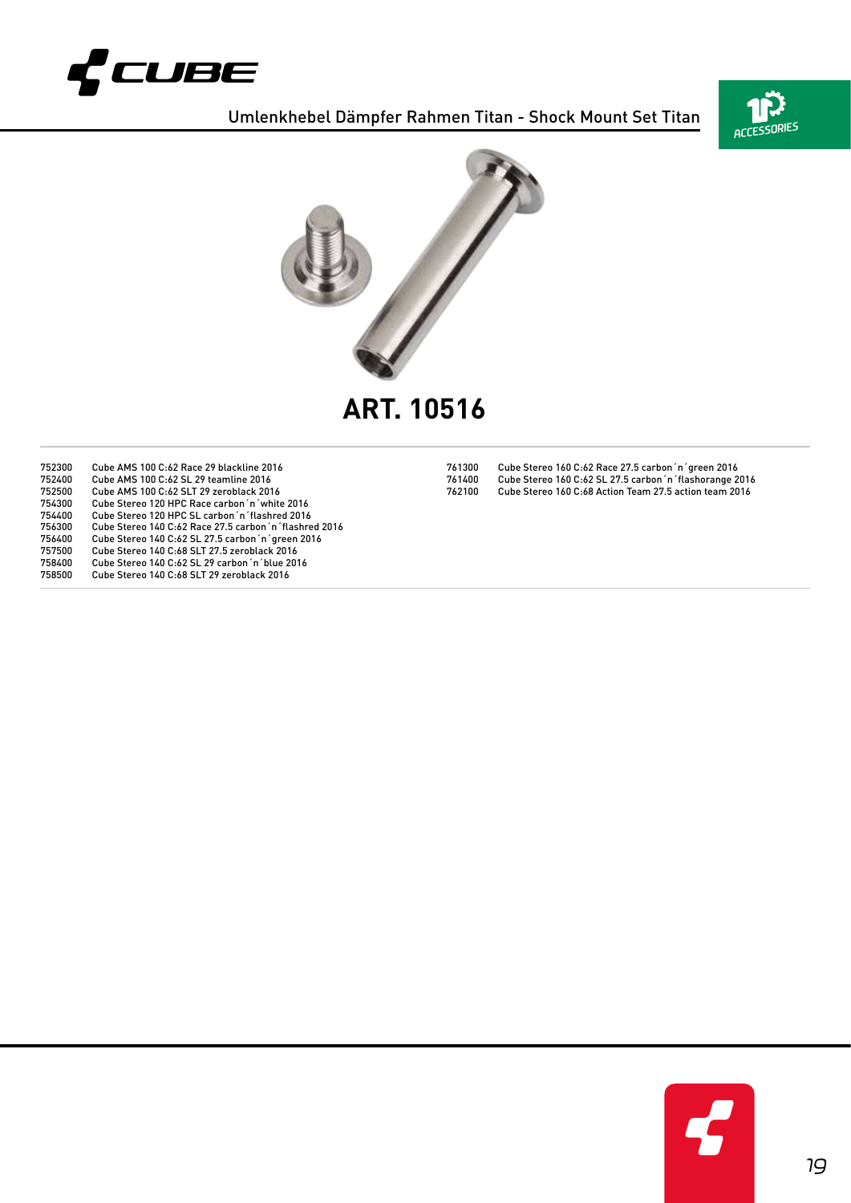Umlenkhebel Dämpfer Rahmen Titan - Shock Mount Set Titan

# ART. 10516

| | |
|---|---|
| 752300 | Cube AMS 100 C:62 Race 29 blackline 2016 |
| 752400 | Cube AMS 100 C:62 SL 29 teamline 2016 |
| 752500 | Cube AMS 100 C:62 SLT 29 zeroblack 2016 |
| 754300 | Cube Stereo 120 HPC Race carbon´n´white 2016 |
| 754400 | Cube Stereo 120 HPC SL carbon´n´flashred 2016 |
| 756300 | Cube Stereo 140 C:62 Race 27.5 carbon´n´flashred 2016 |
| 756400 | Cube Stereo 140 C:62 SL 27.5 carbon´n´green 2016 |
| 757500 | Cube Stereo 140 C:68 SLT 27.5 zeroblack 2016 |
| 758400 | Cube Stereo 140 C:62 SL 29 carbon´n´blue 2016 |
| 758500 | Cube Stereo 140 C:68 SLT 29 zeroblack 2016 |
| 761300 | Cube Stereo 160 C:62 Race 27.5 carbon´n´green 2016 |
| 761400 | Cube Stereo 160 C:62 SL 27.5 carbon´n´flashorange 2016 |
| 762100 | Cube Stereo 160 C:68 Action Team 27.5 action team 2016 |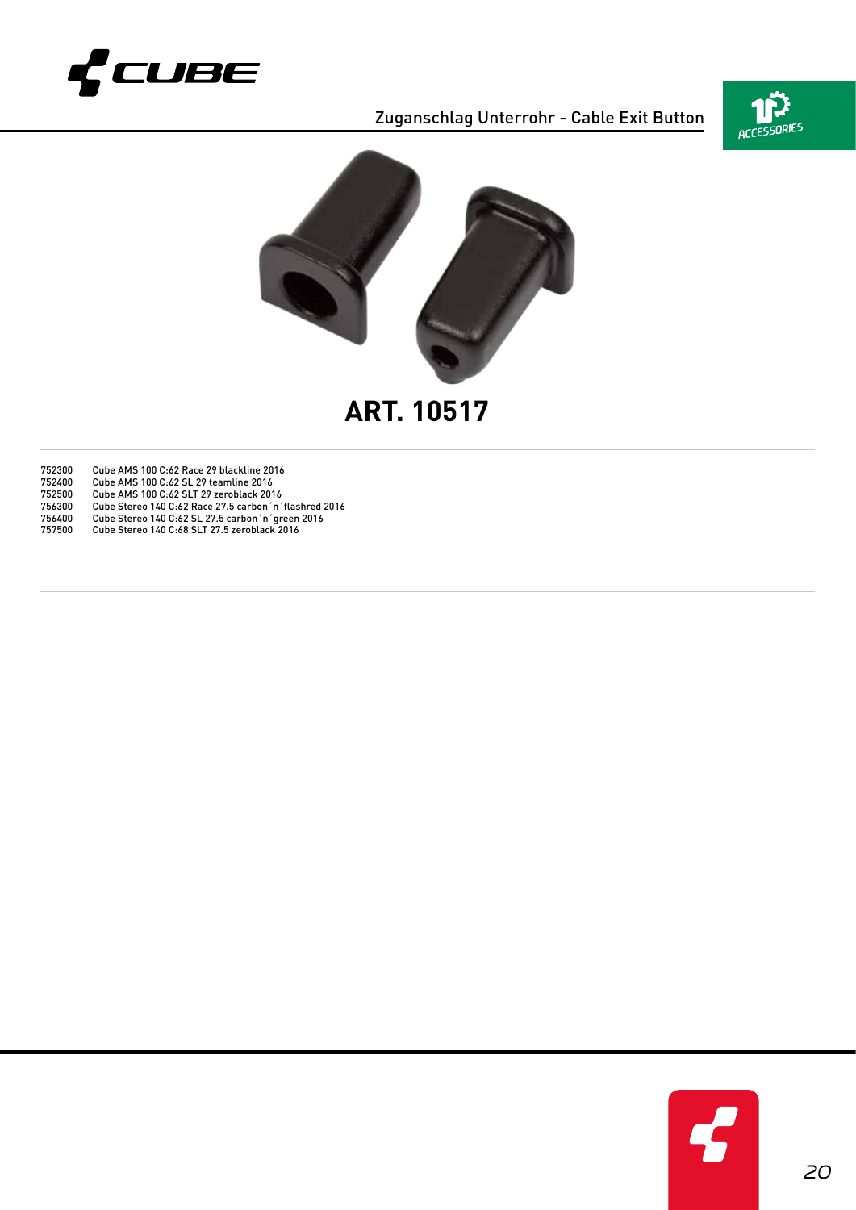## Zuganschlag Unterrohr - Cable Exit Button

# ART. 10517

| | |
|---|---|
| 752300 | Cube AMS 100 C:62 Race 29 blackline 2016 |
| 752400 | Cube AMS 100 C:62 SL 29 teamline 2016 |
| 752500 | Cube AMS 100 C:62 SLT 29 zeroblack 2016 |
| 756300 | Cube Stereo 140 C:62 Race 27.5 carbon´n´flashred 2016 |
| 756400 | Cube Stereo 140 C:62 SL 27.5 carbon´n´green 2016 |
| 757500 | Cube Stereo 140 C:68 SLT 27.5 zeroblack 2016 |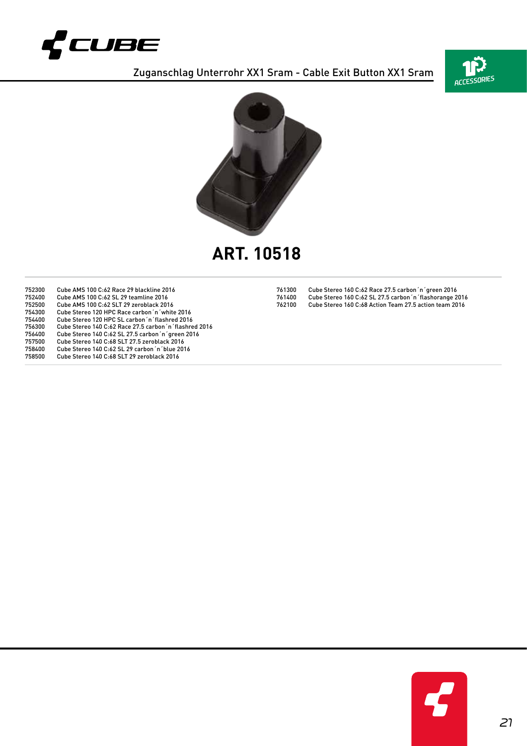Zuganschlag Unterrohr XX1 Sram - Cable Exit Button XX1 Sram

# ART. 10518

| | |
|---|---|
| 752300 | Cube AMS 100 C:62 Race 29 blackline 2016 |
| 752400 | Cube AMS 100 C:62 SL 29 teamline 2016 |
| 752500 | Cube AMS 100 C:62 SLT 29 zeroblack 2016 |
| 754300 | Cube Stereo 120 HPC Race carbon´n´white 2016 |
| 754400 | Cube Stereo 120 HPC SL carbon´n´flashred 2016 |
| 756300 | Cube Stereo 140 C:62 Race 27.5 carbon´n´flashred 2016 |
| 756400 | Cube Stereo 140 C:62 SL 27.5 carbon´n´green 2016 |
| 757500 | Cube Stereo 140 C:68 SLT 27.5 zeroblack 2016 |
| 758400 | Cube Stereo 140 C:62 SL 29 carbon´n´blue 2016 |
| 758500 | Cube Stereo 140 C:68 SLT 29 zeroblack 2016 |
| 761300 | Cube Stereo 160 C:62 Race 27.5 carbon´n´green 2016 |
| 761400 | Cube Stereo 160 C:62 SL 27.5 carbon´n´flashorange 2016 |
| 762100 | Cube Stereo 160 C:68 Action Team 27.5 action team 2016 |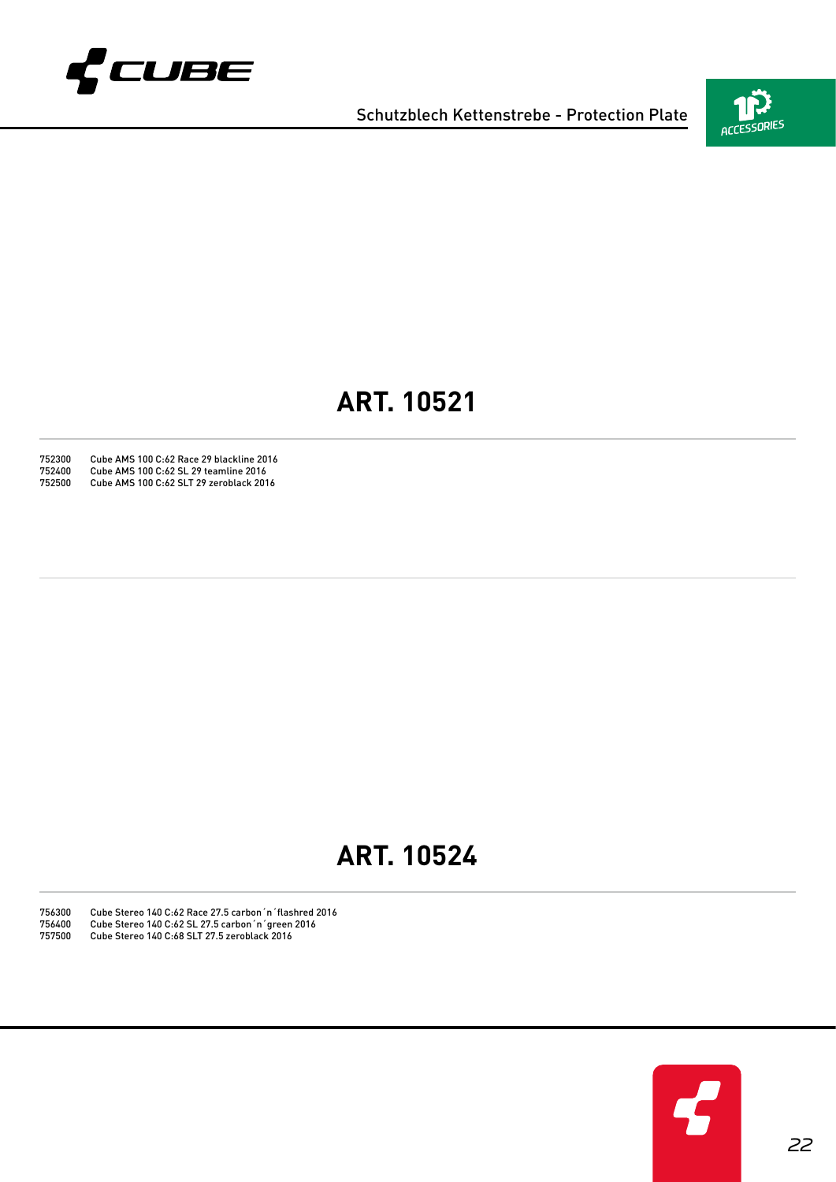# ART. 10521

| | |
|---|---|
| 752300 | Cube AMS 100 C:62 Race 29 blackline 2016 |
| 752400 | Cube AMS 100 C:62 SL 29 teamline 2016 |
| 752500 | Cube AMS 100 C:62 SLT 29 zeroblack 2016 |

# ART. 10524

| | |
|---|---|
| 756300 | Cube Stereo 140 C:62 Race 27.5 carbon´n´flashred 2016 |
| 756400 | Cube Stereo 140 C:62 SL 27.5 carbon´n´green 2016 |
| 757500 | Cube Stereo 140 C:68 SLT 27.5 zeroblack 2016 |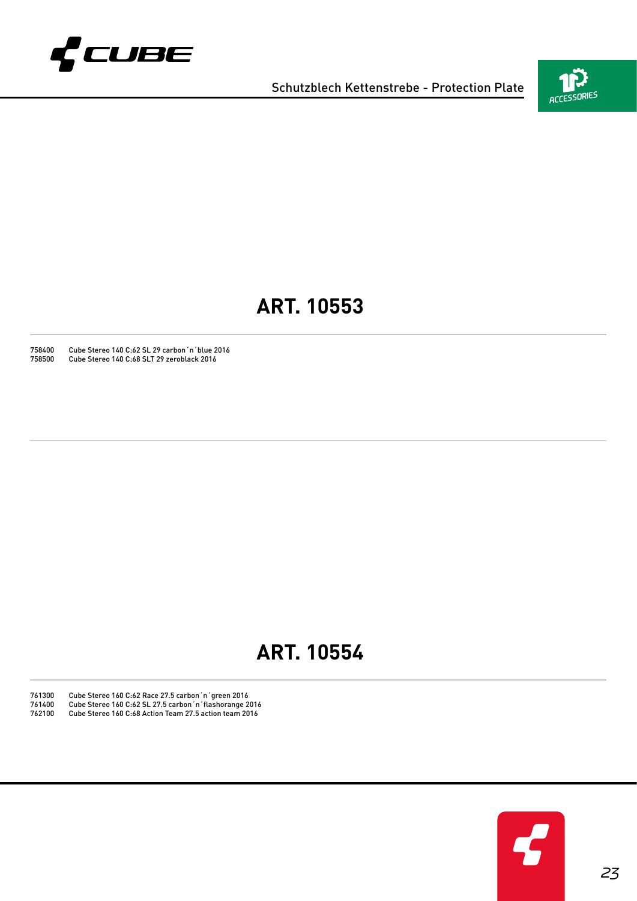## ART. 10553

| | |
|---|---|
| 758400 | Cube Stereo 140 C:62 SL 29 carbon´n´blue 2016 |
| 758500 | Cube Stereo 140 C:68 SLT 29 zeroblack 2016 |

## ART. 10554

| | |
|---|---|
| 761300 | Cube Stereo 160 C:62 Race 27.5 carbon´n´green 2016 |
| 761400 | Cube Stereo 160 C:62 SL 27.5 carbon´n´flashorange 2016 |
| 762100 | Cube Stereo 160 C:68 Action Team 27.5 action team 2016 |